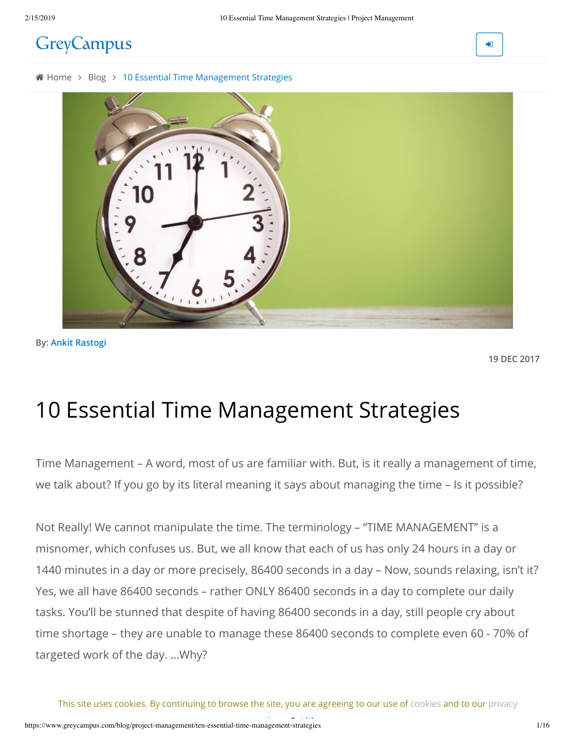GreyCampus

Home > Blog > 10 Essential Time Management Strategies

By: Ankit Rastogi

19 DEC 2017

# 10 Essential Time Management Strategies

Time Management – A word, most of us are familiar with. But, is it really a management of time, we talk about? If you go by its literal meaning it says about managing the time – Is it possible?

Not Really! We cannot manipulate the time. The terminology – "TIME MANAGEMENT" is a misnomer, which confuses us. But, we all know that each of us has only 24 hours in a day or 1440 minutes in a day or more precisely, 86400 seconds in a day – Now, sounds relaxing, isn't it? Yes, we all have 86400 seconds – rather ONLY 86400 seconds in a day to complete our daily tasks. You'll be stunned that despite of having 86400 seconds in a day, still people cry about time shortage – they are unable to manage these 86400 seconds to complete even 60 - 70% of targeted work of the day. ...Why?

This site uses cookies. By continuing to browse the site, you are agreeing to our use of cookies and to our privacy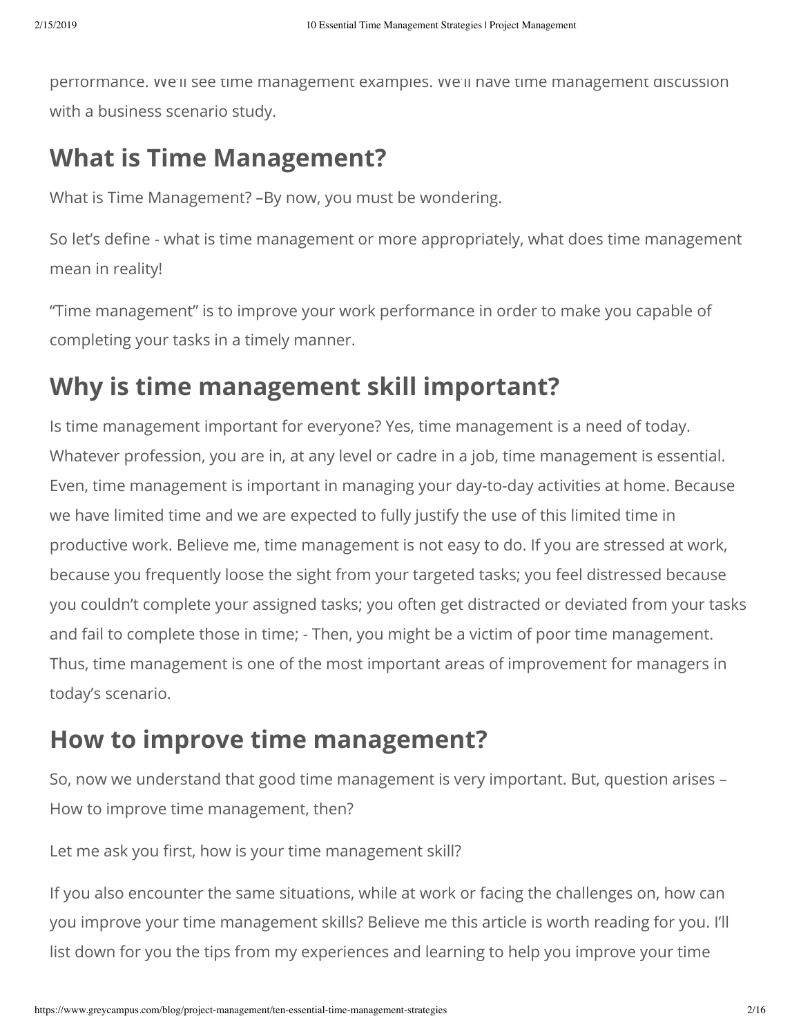performance. We'll see time management examples. We'll have time management discussion with a business scenario study.

## What is Time Management?

What is Time Management? –By now, you must be wondering.

So let's define - what is time management or more appropriately, what does time management mean in reality!

"Time management" is to improve your work performance in order to make you capable of completing your tasks in a timely manner.

## Why is time management skill important?

Is time management important for everyone? Yes, time management is a need of today. Whatever profession, you are in, at any level or cadre in a job, time management is essential. Even, time management is important in managing your day-to-day activities at home. Because we have limited time and we are expected to fully justify the use of this limited time in productive work. Believe me, time management is not easy to do. If you are stressed at work, because you frequently loose the sight from your targeted tasks; you feel distressed because you couldn't complete your assigned tasks; you often get distracted or deviated from your tasks and fail to complete those in time; - Then, you might be a victim of poor time management. Thus, time management is one of the most important areas of improvement for managers in today's scenario.

## How to improve time management?

So, now we understand that good time management is very important. But, question arises – How to improve time management, then?

Let me ask you first, how is your time management skill?

If you also encounter the same situations, while at work or facing the challenges on, how can you improve your time management skills? Believe me this article is worth reading for you. I'll list down for you the tips from my experiences and learning to help you improve your time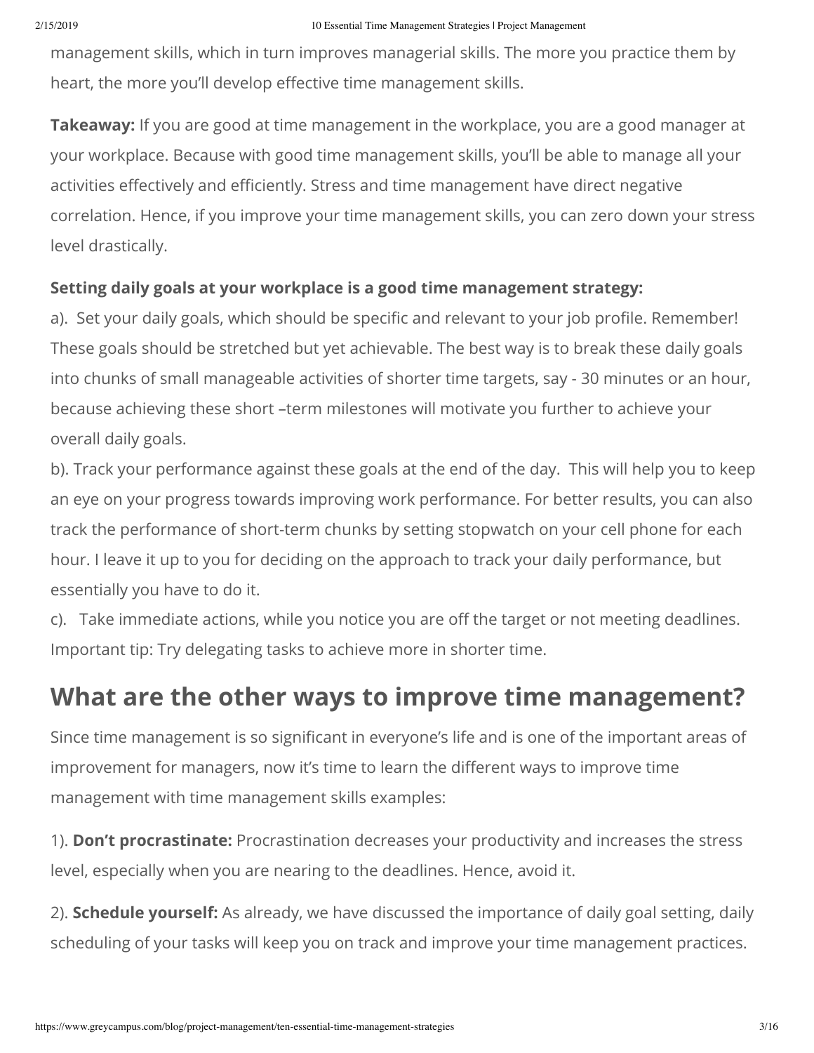management skills, which in turn improves managerial skills. The more you practice them by heart, the more you'll develop effective time management skills.

**Takeaway:** If you are good at time management in the workplace, you are a good manager at your workplace. Because with good time management skills, you'll be able to manage all your activities effectively and efficiently. Stress and time management have direct negative correlation. Hence, if you improve your time management skills, you can zero down your stress level drastically.

**Setting daily goals at your workplace is a good time management strategy:**

a). Set your daily goals, which should be specific and relevant to your job profile. Remember! These goals should be stretched but yet achievable. The best way is to break these daily goals into chunks of small manageable activities of shorter time targets, say - 30 minutes or an hour, because achieving these short –term milestones will motivate you further to achieve your overall daily goals.

b). Track your performance against these goals at the end of the day. This will help you to keep an eye on your progress towards improving work performance. For better results, you can also track the performance of short-term chunks by setting stopwatch on your cell phone for each hour. I leave it up to you for deciding on the approach to track your daily performance, but essentially you have to do it.

c). Take immediate actions, while you notice you are off the target or not meeting deadlines. Important tip: Try delegating tasks to achieve more in shorter time.

## What are the other ways to improve time management?

Since time management is so significant in everyone's life and is one of the important areas of improvement for managers, now it's time to learn the different ways to improve time management with time management skills examples:

1). **Don't procrastinate:** Procrastination decreases your productivity and increases the stress level, especially when you are nearing to the deadlines. Hence, avoid it.

2). **Schedule yourself:** As already, we have discussed the importance of daily goal setting, daily scheduling of your tasks will keep you on track and improve your time management practices.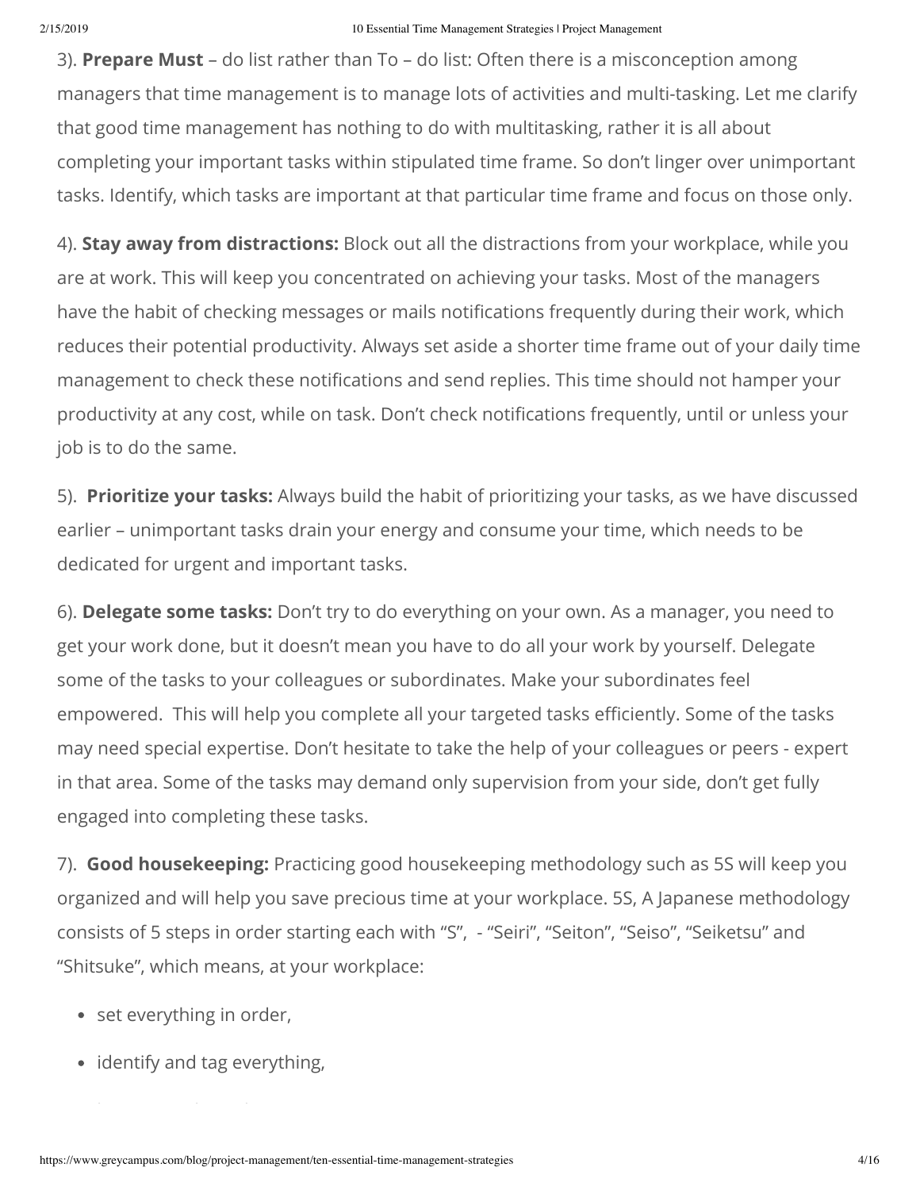3). **Prepare Must** – do list rather than To – do list: Often there is a misconception among managers that time management is to manage lots of activities and multi-tasking. Let me clarify that good time management has nothing to do with multitasking, rather it is all about completing your important tasks within stipulated time frame. So don't linger over unimportant tasks. Identify, which tasks are important at that particular time frame and focus on those only.

4). **Stay away from distractions:** Block out all the distractions from your workplace, while you are at work. This will keep you concentrated on achieving your tasks. Most of the managers have the habit of checking messages or mails notifications frequently during their work, which reduces their potential productivity. Always set aside a shorter time frame out of your daily time management to check these notifications and send replies. This time should not hamper your productivity at any cost, while on task. Don't check notifications frequently, until or unless your job is to do the same.

5). **Prioritize your tasks:** Always build the habit of prioritizing your tasks, as we have discussed earlier – unimportant tasks drain your energy and consume your time, which needs to be dedicated for urgent and important tasks.

6). **Delegate some tasks:** Don't try to do everything on your own. As a manager, you need to get your work done, but it doesn't mean you have to do all your work by yourself. Delegate some of the tasks to your colleagues or subordinates. Make your subordinates feel empowered. This will help you complete all your targeted tasks efficiently. Some of the tasks may need special expertise. Don't hesitate to take the help of your colleagues or peers - expert in that area. Some of the tasks may demand only supervision from your side, don't get fully engaged into completing these tasks.

7). **Good housekeeping:** Practicing good housekeeping methodology such as 5S will keep you organized and will help you save precious time at your workplace. 5S, A Japanese methodology consists of 5 steps in order starting each with "S", - "Seiri", "Seiton", "Seiso", "Seiketsu" and "Shitsuke", which means, at your workplace:

- set everything in order,
- identify and tag everything,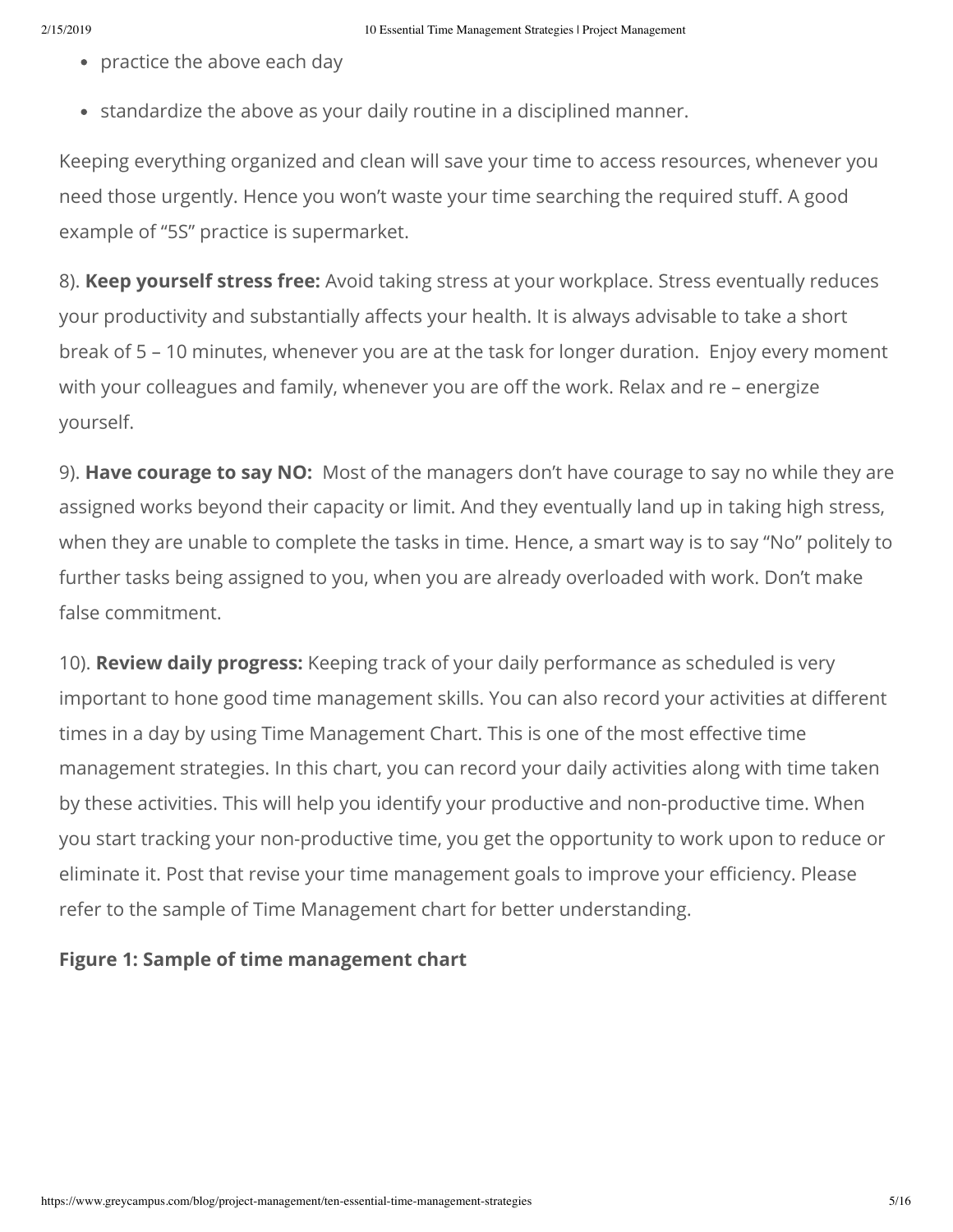- practice the above each day
- standardize the above as your daily routine in a disciplined manner.

Keeping everything organized and clean will save your time to access resources, whenever you need those urgently. Hence you won't waste your time searching the required stuff. A good example of "5S" practice is supermarket.

8). **Keep yourself stress free:** Avoid taking stress at your workplace. Stress eventually reduces your productivity and substantially affects your health. It is always advisable to take a short break of 5 – 10 minutes, whenever you are at the task for longer duration. Enjoy every moment with your colleagues and family, whenever you are off the work. Relax and re – energize yourself.

9). **Have courage to say NO:** Most of the managers don't have courage to say no while they are assigned works beyond their capacity or limit. And they eventually land up in taking high stress, when they are unable to complete the tasks in time. Hence, a smart way is to say "No" politely to further tasks being assigned to you, when you are already overloaded with work. Don't make false commitment.

10). **Review daily progress:** Keeping track of your daily performance as scheduled is very important to hone good time management skills. You can also record your activities at different times in a day by using Time Management Chart. This is one of the most effective time management strategies. In this chart, you can record your daily activities along with time taken by these activities. This will help you identify your productive and non-productive time. When you start tracking your non-productive time, you get the opportunity to work upon to reduce or eliminate it. Post that revise your time management goals to improve your efficiency. Please refer to the sample of Time Management chart for better understanding.

**Figure 1: Sample of time management chart**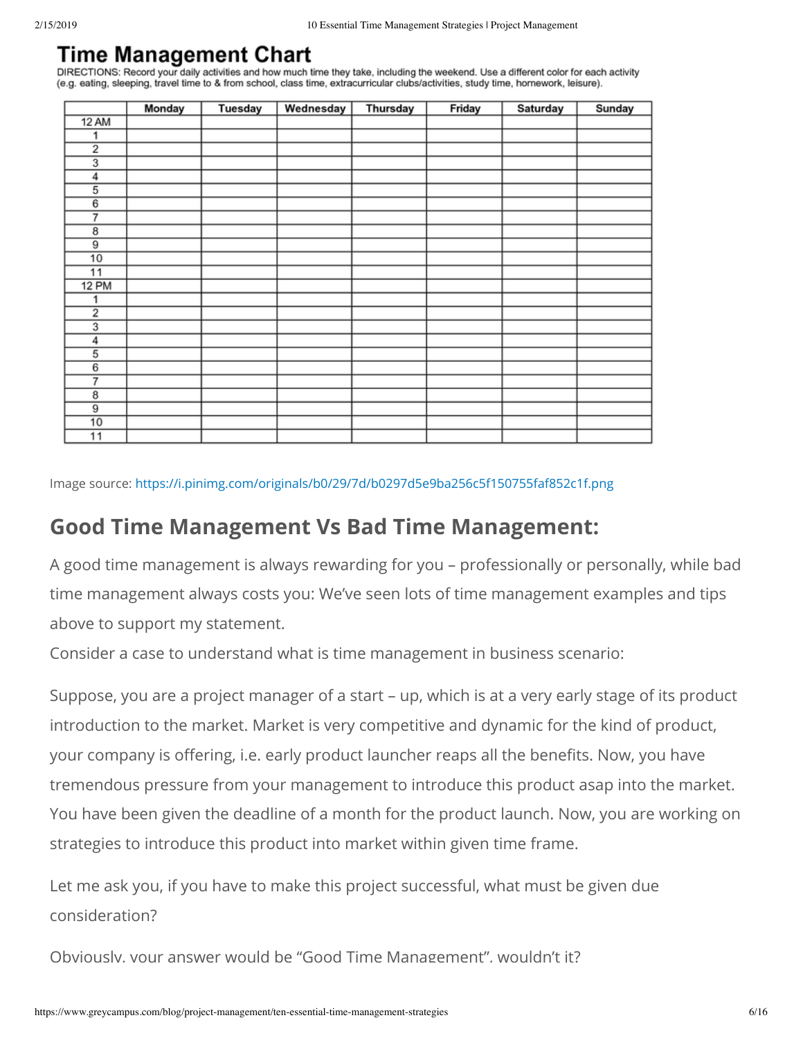## Time Management Chart

DIRECTIONS: Record your daily activities and how much time they take, including the weekend. Use a different color for each activity (e.g. eating, sleeping, travel time to & from school, class time, extracurricular clubs/activities, study time, homework, leisure).

| | Monday | Tuesday | Wednesday | Thursday | Friday | Saturday | Sunday |
|---|---|---|---|---|---|---|---|
| 12 AM | | | | | | | |
| 1 | | | | | | | |
| 2 | | | | | | | |
| 3 | | | | | | | |
| 4 | | | | | | | |
| 5 | | | | | | | |
| 6 | | | | | | | |
| 7 | | | | | | | |
| 8 | | | | | | | |
| 9 | | | | | | | |
| 10 | | | | | | | |
| 11 | | | | | | | |
| 12 PM | | | | | | | |
| 1 | | | | | | | |
| 2 | | | | | | | |
| 3 | | | | | | | |
| 4 | | | | | | | |
| 5 | | | | | | | |
| 6 | | | | | | | |
| 7 | | | | | | | |
| 8 | | | | | | | |
| 9 | | | | | | | |
| 10 | | | | | | | |
| 11 | | | | | | | |

Image source: https://i.pinimg.com/originals/b0/29/7d/b0297d5e9ba256c5f150755faf852c1f.png

## Good Time Management Vs Bad Time Management:

A good time management is always rewarding for you – professionally or personally, while bad time management always costs you: We've seen lots of time management examples and tips above to support my statement.

Consider a case to understand what is time management in business scenario:

Suppose, you are a project manager of a start – up, which is at a very early stage of its product introduction to the market. Market is very competitive and dynamic for the kind of product, your company is offering, i.e. early product launcher reaps all the benefits. Now, you have tremendous pressure from your management to introduce this product asap into the market. You have been given the deadline of a month for the product launch. Now, you are working on strategies to introduce this product into market within given time frame.

Let me ask you, if you have to make this project successful, what must be given due consideration?

Obviously, your answer would be "Good Time Management", wouldn't it?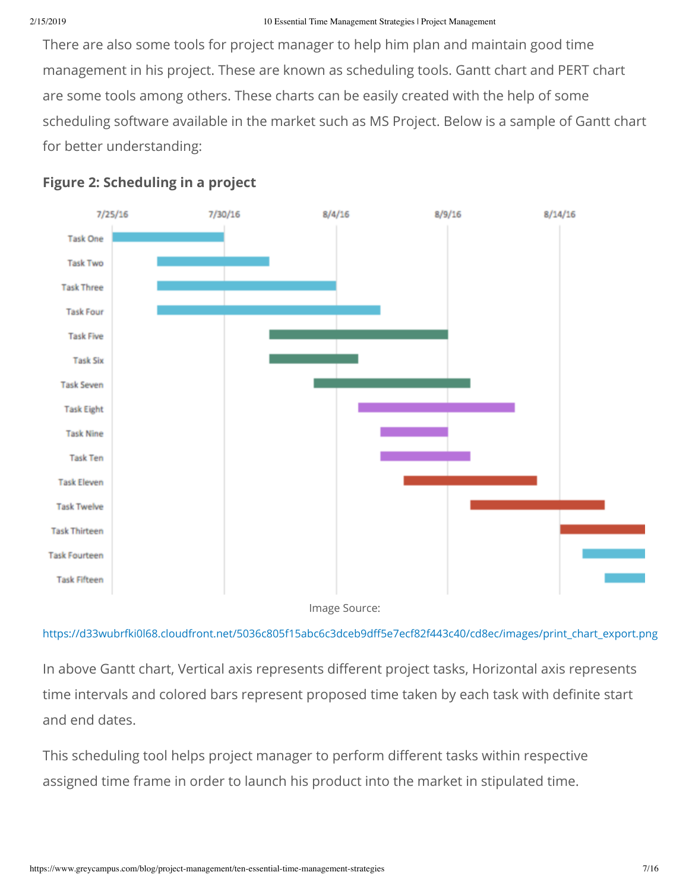There are also some tools for project manager to help him plan and maintain good time management in his project. These are known as scheduling tools. Gantt chart and PERT chart are some tools among others. These charts can be easily created with the help of some scheduling software available in the market such as MS Project. Below is a sample of Gantt chart for better understanding:

**Figure 2: Scheduling in a project**

Image Source:

https://d33wubrfki0l68.cloudfront.net/5036c805f15abc6c3dceb9dff5e7ecf82f443c40/cd8ec/images/print_chart_export.png

In above Gantt chart, Vertical axis represents different project tasks, Horizontal axis represents time intervals and colored bars represent proposed time taken by each task with definite start and end dates.

This scheduling tool helps project manager to perform different tasks within respective assigned time frame in order to launch his product into the market in stipulated time.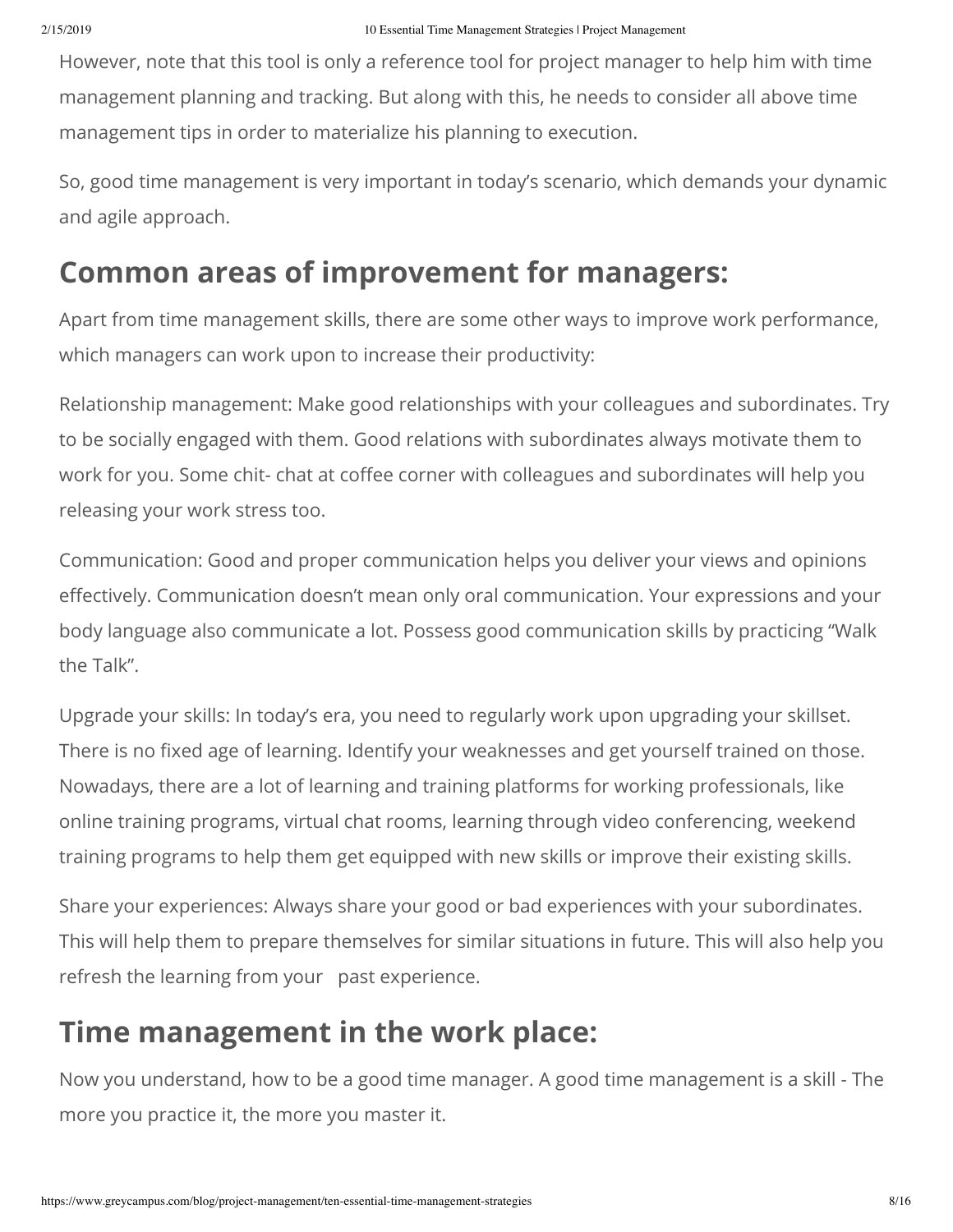However, note that this tool is only a reference tool for project manager to help him with time management planning and tracking. But along with this, he needs to consider all above time management tips in order to materialize his planning to execution.

So, good time management is very important in today's scenario, which demands your dynamic and agile approach.

## Common areas of improvement for managers:

Apart from time management skills, there are some other ways to improve work performance, which managers can work upon to increase their productivity:

Relationship management: Make good relationships with your colleagues and subordinates. Try to be socially engaged with them. Good relations with subordinates always motivate them to work for you. Some chit- chat at coffee corner with colleagues and subordinates will help you releasing your work stress too.

Communication: Good and proper communication helps you deliver your views and opinions effectively. Communication doesn't mean only oral communication. Your expressions and your body language also communicate a lot. Possess good communication skills by practicing "Walk the Talk".

Upgrade your skills: In today's era, you need to regularly work upon upgrading your skillset. There is no fixed age of learning. Identify your weaknesses and get yourself trained on those. Nowadays, there are a lot of learning and training platforms for working professionals, like online training programs, virtual chat rooms, learning through video conferencing, weekend training programs to help them get equipped with new skills or improve their existing skills.

Share your experiences: Always share your good or bad experiences with your subordinates. This will help them to prepare themselves for similar situations in future. This will also help you refresh the learning from your past experience.

## Time management in the work place:

Now you understand, how to be a good time manager. A good time management is a skill - The more you practice it, the more you master it.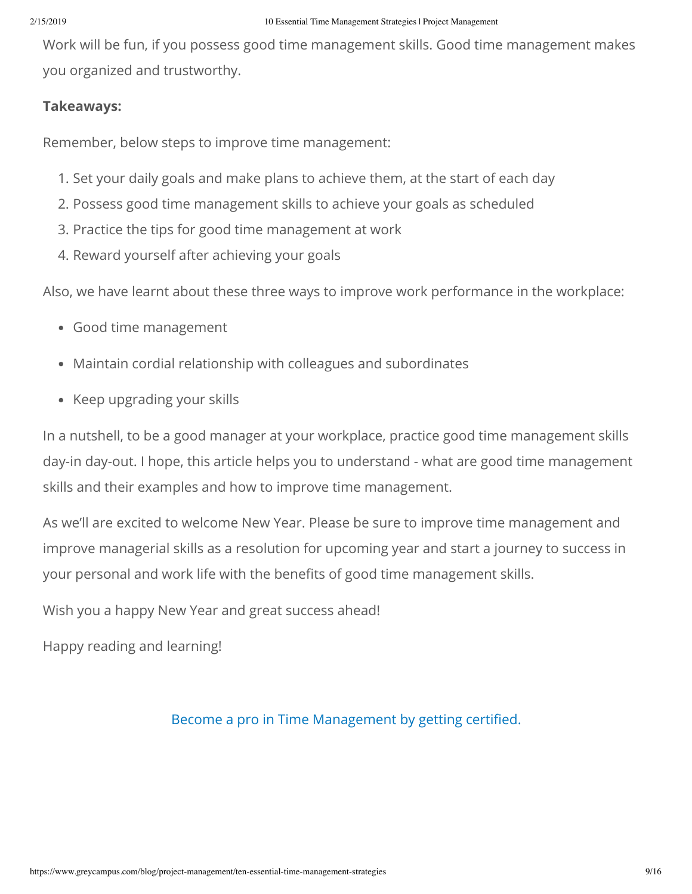Work will be fun, if you possess good time management skills. Good time management makes you organized and trustworthy.

**Takeaways:**

Remember, below steps to improve time management:

1. Set your daily goals and make plans to achieve them, at the start of each day
2. Possess good time management skills to achieve your goals as scheduled
3. Practice the tips for good time management at work
4. Reward yourself after achieving your goals

Also, we have learnt about these three ways to improve work performance in the workplace:

- Good time management
- Maintain cordial relationship with colleagues and subordinates
- Keep upgrading your skills

In a nutshell, to be a good manager at your workplace, practice good time management skills day-in day-out. I hope, this article helps you to understand - what are good time management skills and their examples and how to improve time management.

As we'll are excited to welcome New Year. Please be sure to improve time management and improve managerial skills as a resolution for upcoming year and start a journey to success in your personal and work life with the benefits of good time management skills.

Wish you a happy New Year and great success ahead!

Happy reading and learning!

Become a pro in Time Management by getting certified.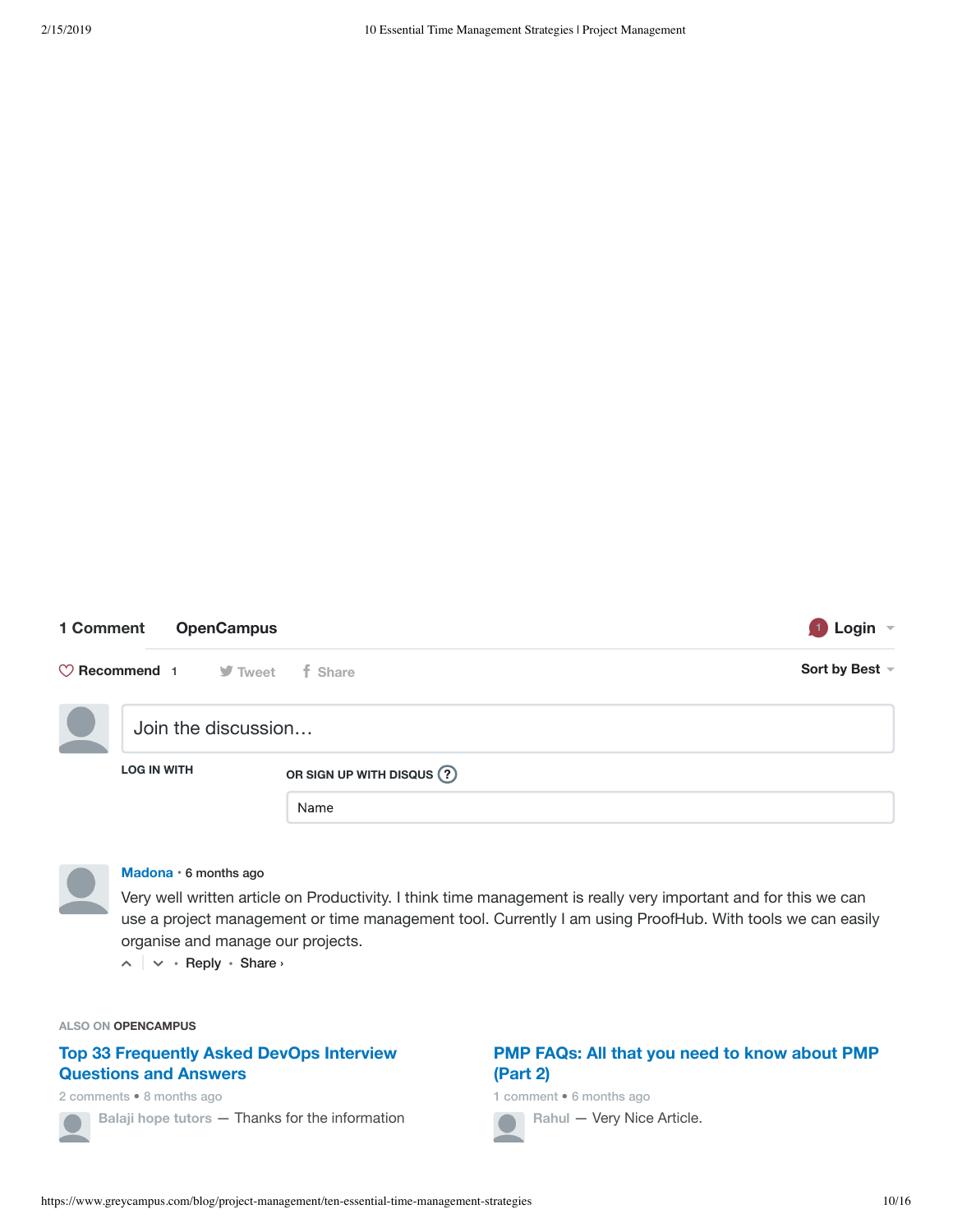**1 Comment** **OpenCampus**

1 Login

Recommend 1 Tweet Share

Sort by Best

Join the discussion…

LOG IN WITH

OR SIGN UP WITH DISQUS ?

Name

**Madona** • 6 months ago

Very well written article on Productivity. I think time management is really very important and for this we can use a project management or time management tool. Currently I am using ProofHub. With tools we can easily organise and manage our projects.

• Reply • Share ›

ALSO ON **OPENCAMPUS**

**Top 33 Frequently Asked DevOps Interview Questions and Answers**

2 comments • 8 months ago

Balaji hope tutors — Thanks for the information

**PMP FAQs: All that you need to know about PMP (Part 2)**

1 comment • 6 months ago

Rahul — Very Nice Article.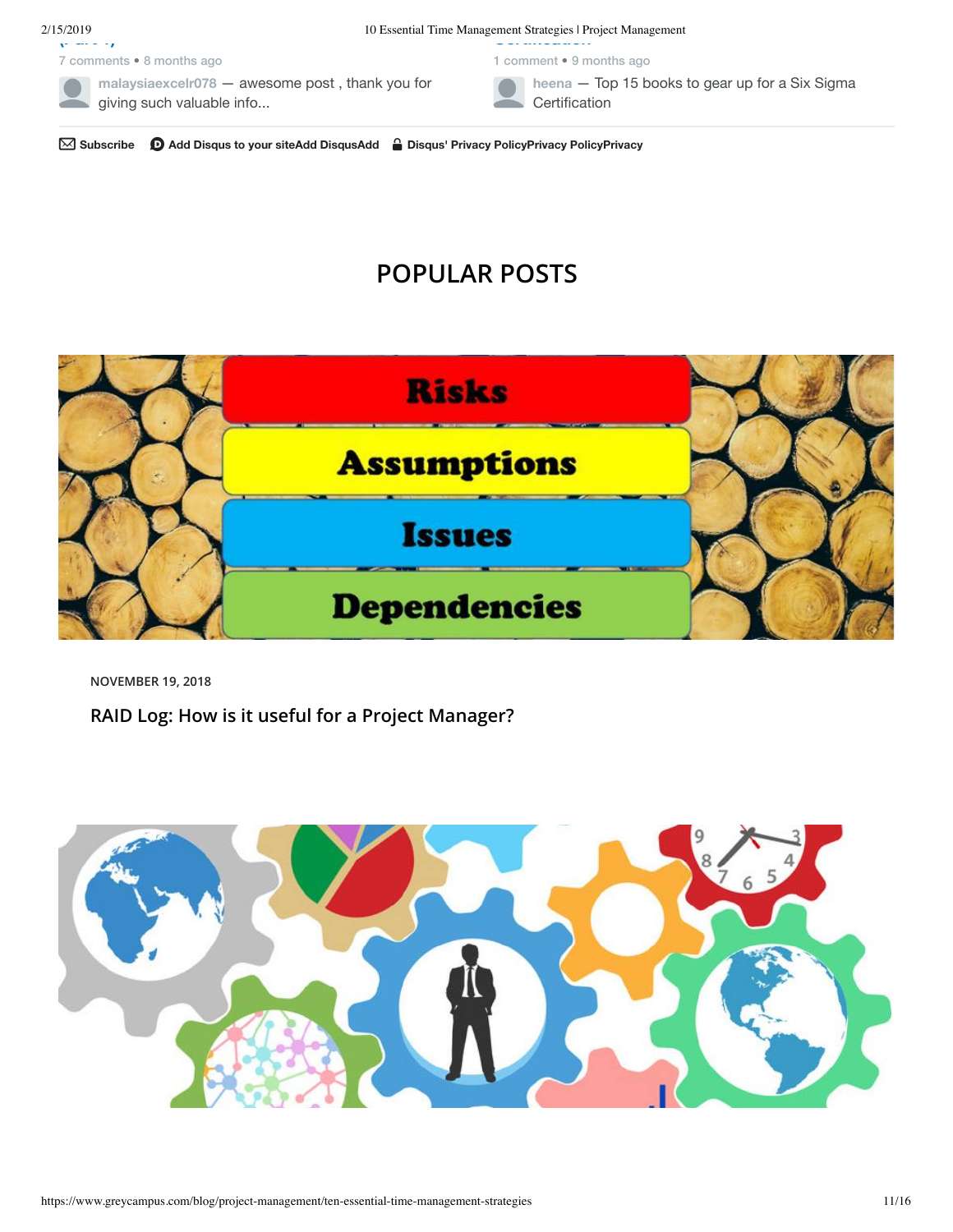7 comments • 8 months ago

malaysiaexcelr078 — awesome post , thank you for giving such valuable info...

1 comment • 9 months ago

heena — Top 15 books to gear up for a Six Sigma Certification

Subscribe   Add Disqus to your siteAdd DisqusAdd   Disqus' Privacy PolicyPrivacy PolicyPrivacy

## POPULAR POSTS

NOVEMBER 19, 2018

### RAID Log: How is it useful for a Project Manager?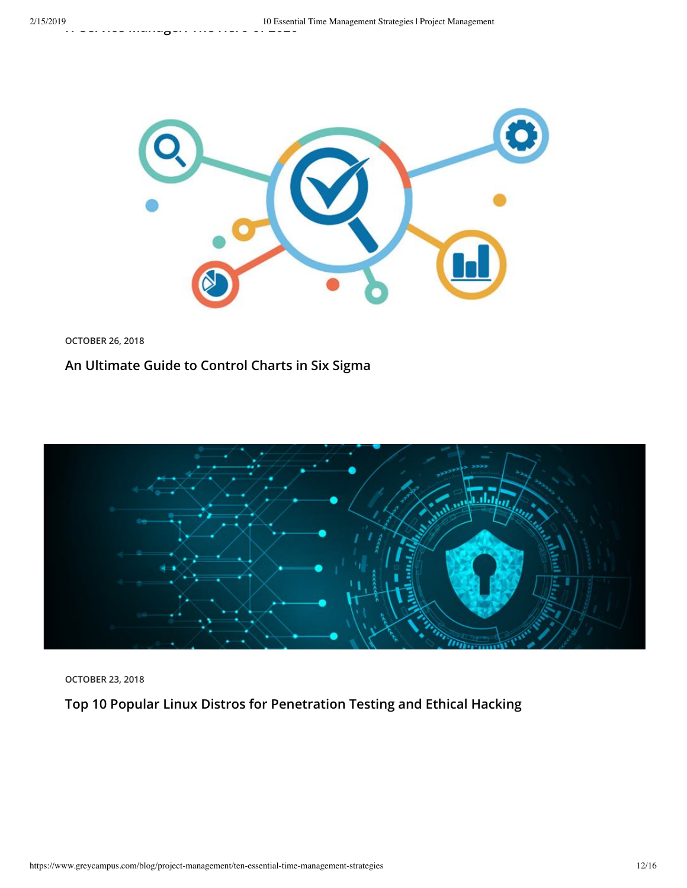OCTOBER 26, 2018

## An Ultimate Guide to Control Charts in Six Sigma

OCTOBER 23, 2018

## Top 10 Popular Linux Distros for Penetration Testing and Ethical Hacking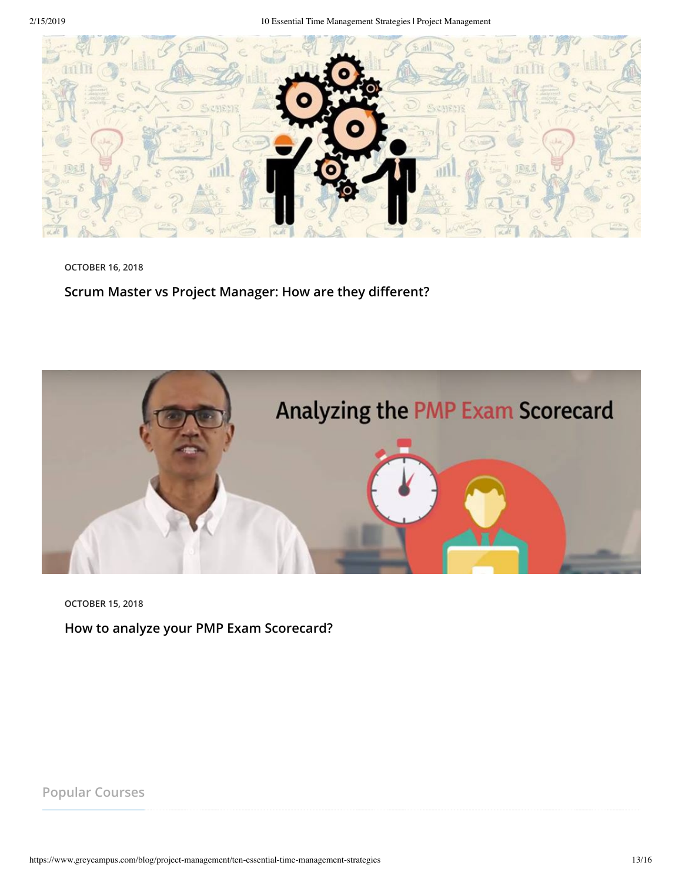OCTOBER 16, 2018

### Scrum Master vs Project Manager: How are they different?

OCTOBER 15, 2018

### How to analyze your PMP Exam Scorecard?

## Popular Courses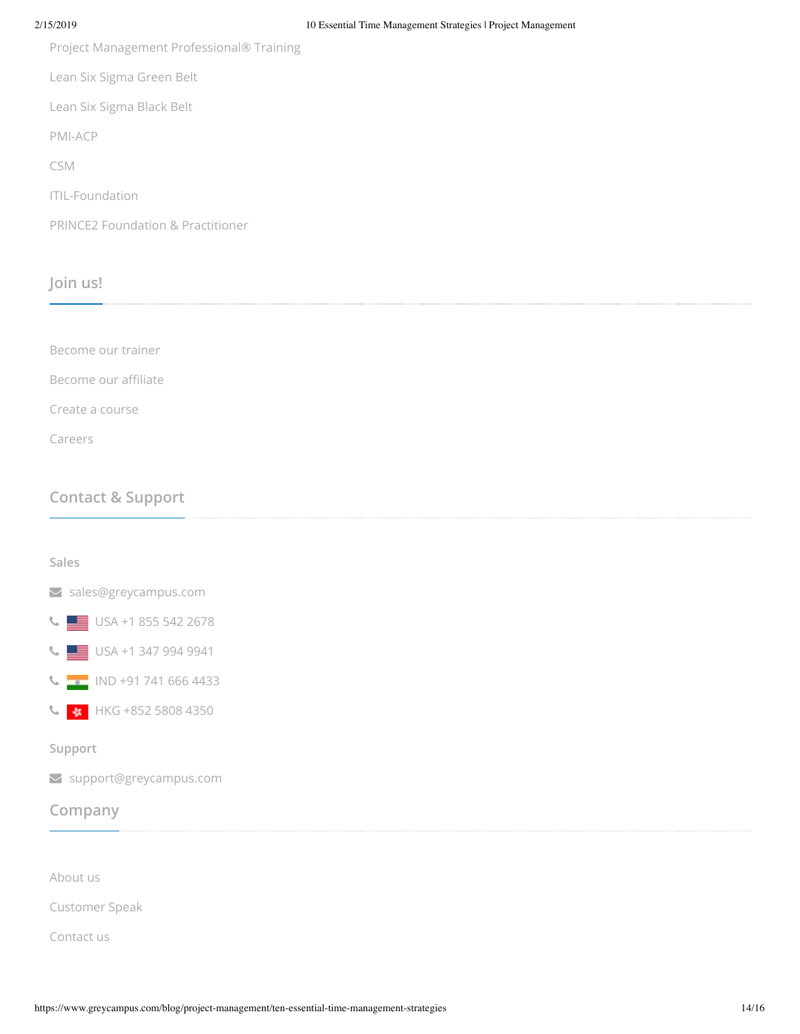Project Management Professional® Training

Lean Six Sigma Green Belt

Lean Six Sigma Black Belt

PMI-ACP

CSM

ITIL-Foundation

PRINCE2 Foundation & Practitioner

## Join us!

Become our trainer

Become our affiliate

Create a course

Careers

## Contact & Support

### Sales

- sales@greycampus.com
- USA +1 855 542 2678
- USA +1 347 994 9941
- IND +91 741 666 4433
- HKG +852 5808 4350

### Support

- support@greycampus.com

## Company

About us

Customer Speak

Contact us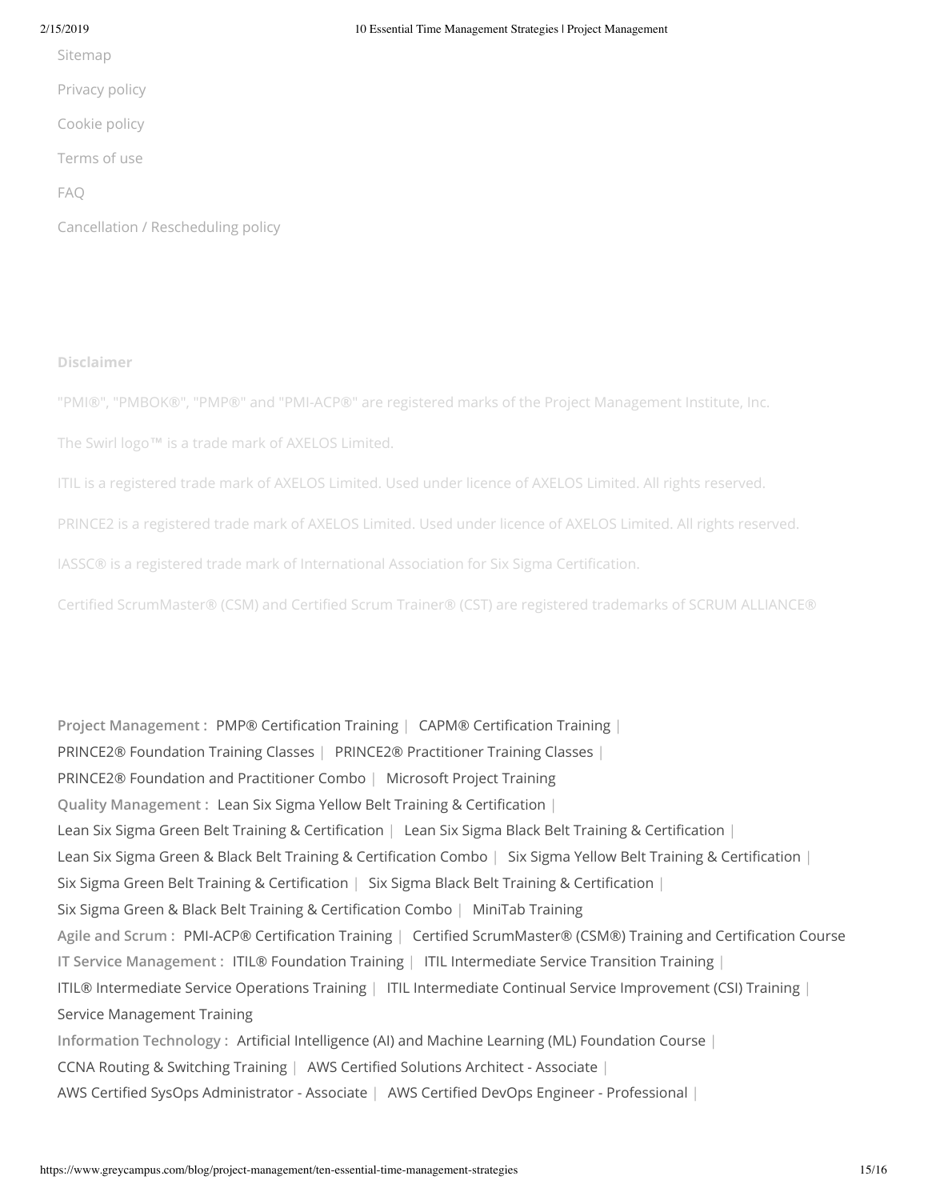Sitemap

Privacy policy

Cookie policy

Terms of use

FAQ

Cancellation / Rescheduling policy

**Disclaimer**

"PMI®", "PMBOK®", "PMP®" and "PMI-ACP®" are registered marks of the Project Management Institute, Inc.

The Swirl logo™ is a trade mark of AXELOS Limited.

ITIL is a registered trade mark of AXELOS Limited. Used under licence of AXELOS Limited. All rights reserved.

PRINCE2 is a registered trade mark of AXELOS Limited. Used under licence of AXELOS Limited. All rights reserved.

IASSC® is a registered trade mark of International Association for Six Sigma Certification.

Certified ScrumMaster® (CSM) and Certified Scrum Trainer® (CST) are registered trademarks of SCRUM ALLIANCE®

**Project Management :** PMP® Certification Training | CAPM® Certification Training | PRINCE2® Foundation Training Classes | PRINCE2® Practitioner Training Classes | PRINCE2® Foundation and Practitioner Combo | Microsoft Project Training

**Quality Management :** Lean Six Sigma Yellow Belt Training & Certification | Lean Six Sigma Green Belt Training & Certification | Lean Six Sigma Black Belt Training & Certification | Lean Six Sigma Green & Black Belt Training & Certification Combo | Six Sigma Yellow Belt Training & Certification | Six Sigma Green Belt Training & Certification | Six Sigma Black Belt Training & Certification | Six Sigma Green & Black Belt Training & Certification Combo | MiniTab Training

**Agile and Scrum :** PMI-ACP® Certification Training | Certified ScrumMaster® (CSM®) Training and Certification Course

**IT Service Management :** ITIL® Foundation Training | ITIL Intermediate Service Transition Training | ITIL® Intermediate Service Operations Training | ITIL Intermediate Continual Service Improvement (CSI) Training | Service Management Training

**Information Technology :** Artificial Intelligence (AI) and Machine Learning (ML) Foundation Course | CCNA Routing & Switching Training | AWS Certified Solutions Architect - Associate | AWS Certified SysOps Administrator - Associate | AWS Certified DevOps Engineer - Professional |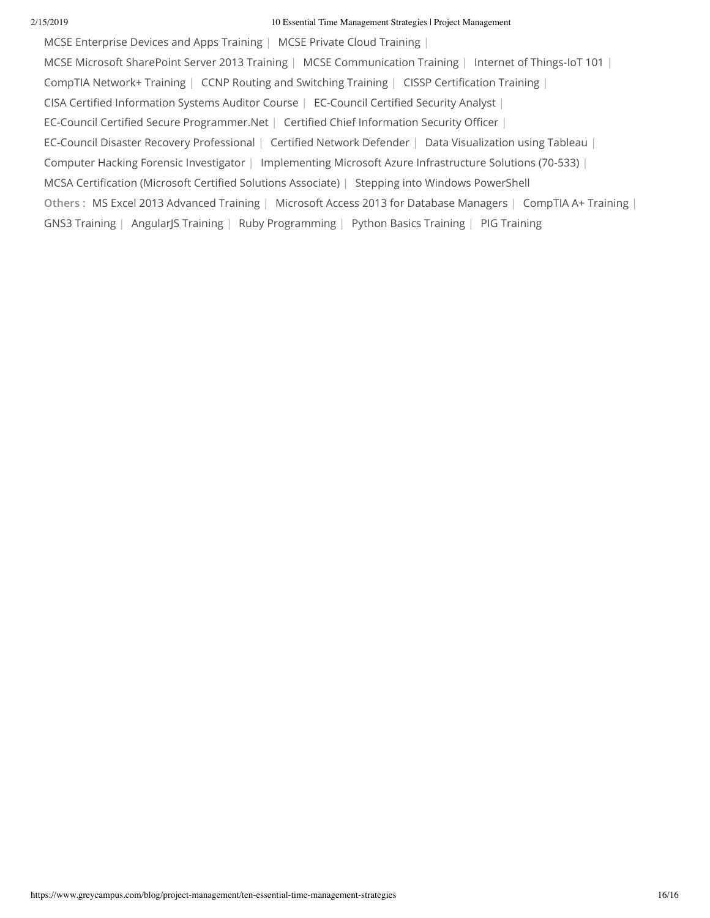MCSE Enterprise Devices and Apps Training | MCSE Private Cloud Training |
MCSE Microsoft SharePoint Server 2013 Training | MCSE Communication Training | Internet of Things-IoT 101 |
CompTIA Network+ Training | CCNP Routing and Switching Training | CISSP Certification Training |
CISA Certified Information Systems Auditor Course | EC-Council Certified Security Analyst |
EC-Council Certified Secure Programmer.Net | Certified Chief Information Security Officer |
EC-Council Disaster Recovery Professional | Certified Network Defender | Data Visualization using Tableau |
Computer Hacking Forensic Investigator | Implementing Microsoft Azure Infrastructure Solutions (70-533) |
MCSA Certification (Microsoft Certified Solutions Associate) | Stepping into Windows PowerShell

**Others :** MS Excel 2013 Advanced Training | Microsoft Access 2013 for Database Managers | CompTIA A+ Training |
GNS3 Training | AngularJS Training | Ruby Programming | Python Basics Training | PIG Training